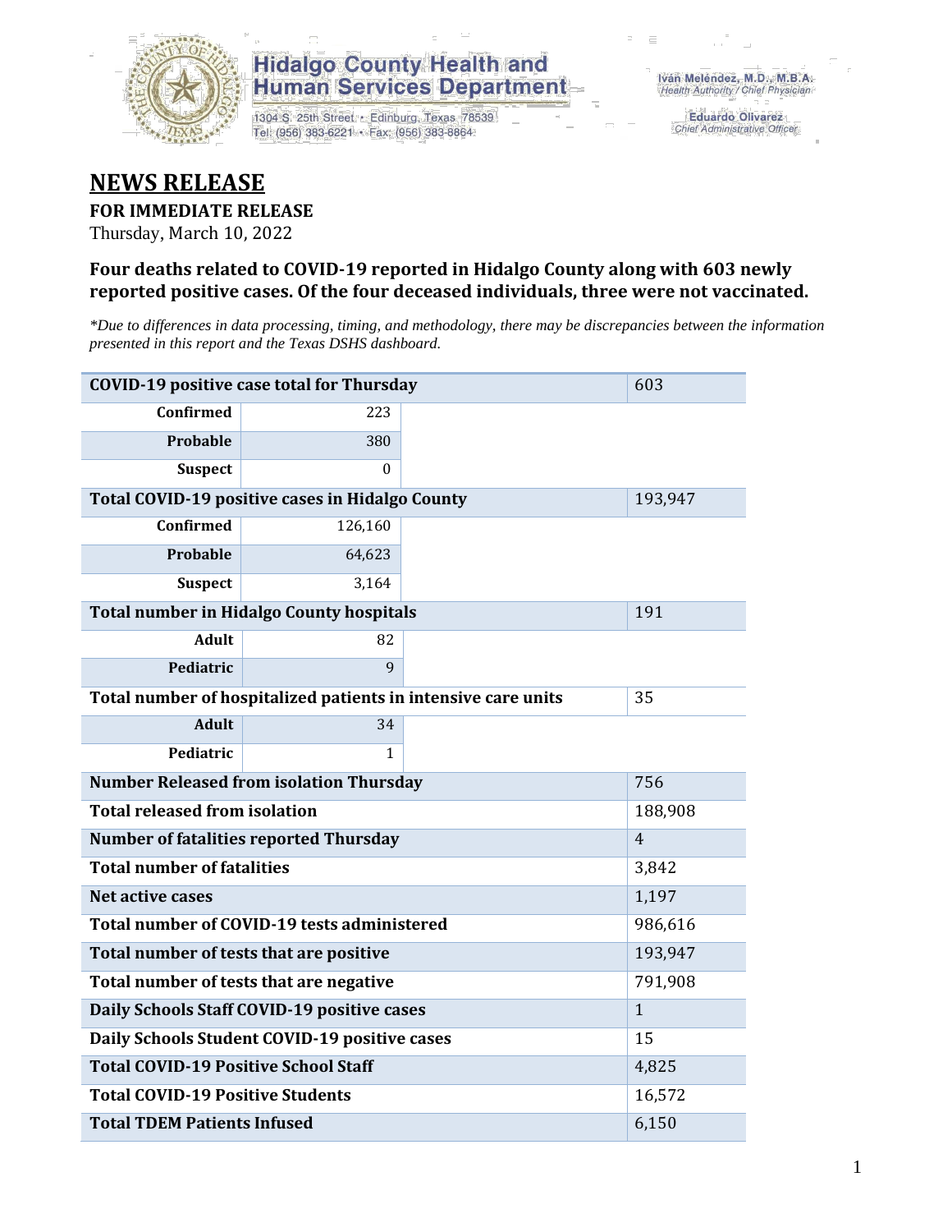Hidalgo County Health and Human Services Department

1304 S. 25th Street • Edinburg, Texas 78539
Tel: (956) 383-6221 • Fax: (956) 383-8864

Iván Meléndez, M.D., M.B.A.
*Health Authority / Chief Physician*

Eduardo Olivarez
*Chief Administrative Officer*

# NEWS RELEASE

**FOR IMMEDIATE RELEASE**

Thursday, March 10, 2022

### Four deaths related to COVID-19 reported in Hidalgo County along with 603 newly reported positive cases. Of the four deceased individuals, three were not vaccinated.

*\*Due to differences in data processing, timing, and methodology, there may be discrepancies between the information presented in this report and the Texas DSHS dashboard.*

| COVID-19 positive case total for Thursday | | 603 |
|---|---|---|
| Confirmed | 223 | |
| Probable | 380 | |
| Suspect | 0 | |
| **Total COVID-19 positive cases in Hidalgo County** | | 193,947 |
| Confirmed | 126,160 | |
| Probable | 64,623 | |
| Suspect | 3,164 | |
| **Total number in Hidalgo County hospitals** | | 191 |
| Adult | 82 | |
| Pediatric | 9 | |
| **Total number of hospitalized patients in intensive care units** | | 35 |
| Adult | 34 | |
| Pediatric | 1 | |
| **Number Released from isolation Thursday** | | 756 |
| **Total released from isolation** | | 188,908 |
| **Number of fatalities reported Thursday** | | 4 |
| **Total number of fatalities** | | 3,842 |
| **Net active cases** | | 1,197 |
| **Total number of COVID-19 tests administered** | | 986,616 |
| **Total number of tests that are positive** | | 193,947 |
| **Total number of tests that are negative** | | 791,908 |
| **Daily Schools Staff COVID-19 positive cases** | | 1 |
| **Daily Schools Student COVID-19 positive cases** | | 15 |
| **Total COVID-19 Positive School Staff** | | 4,825 |
| **Total COVID-19 Positive Students** | | 16,572 |
| **Total TDEM Patients Infused** | | 6,150 |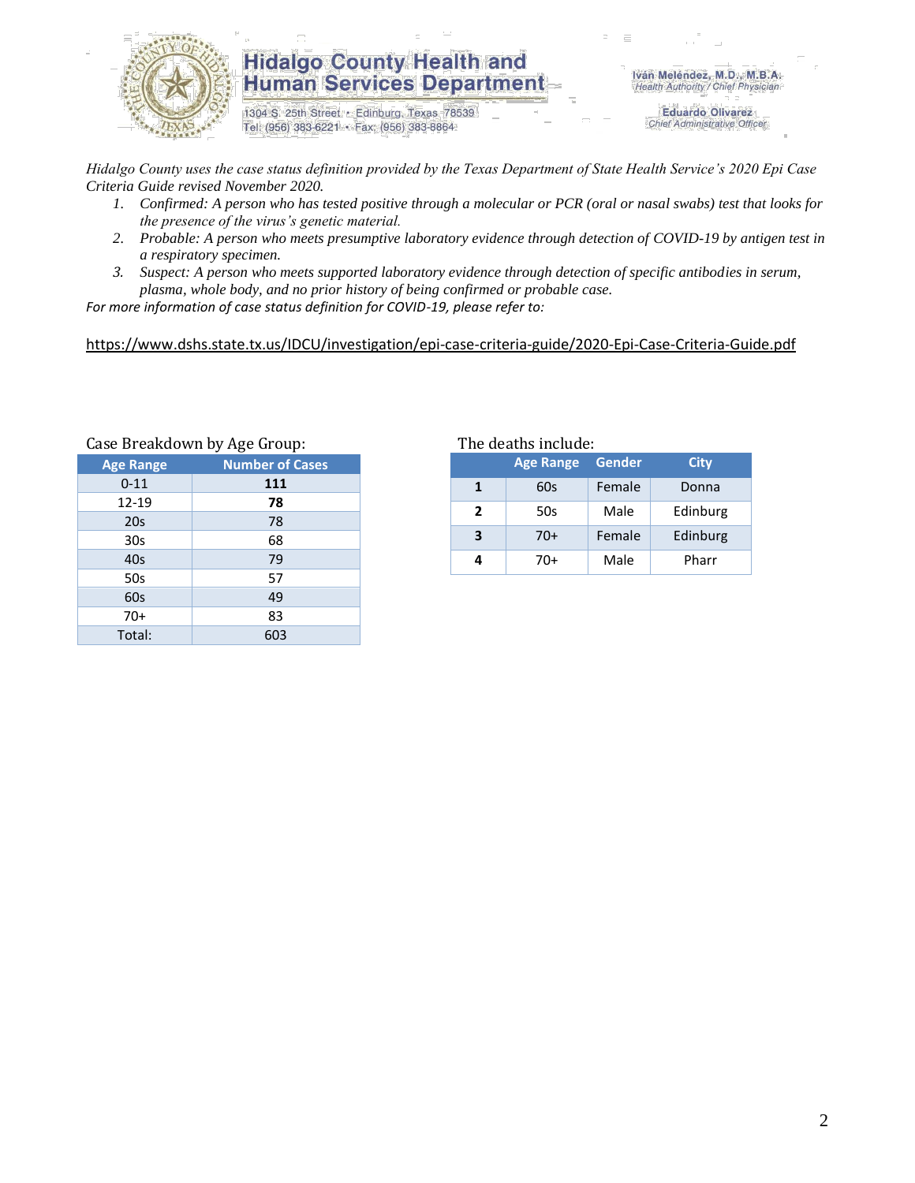# Hidalgo County Health and Human Services Department

1304 S. 25th Street • Edinburg, Texas 78539
Tel: (956) 383-6221 • Fax: (956) 383-8864

Iván Meléndez, M.D., M.B.A.
*Health Authority / Chief Physician*

Eduardo Olivarez
*Chief Administrative Officer*

*Hidalgo County uses the case status definition provided by the Texas Department of State Health Service's 2020 Epi Case Criteria Guide revised November 2020.*

1. *Confirmed: A person who has tested positive through a molecular or PCR (oral or nasal swabs) test that looks for the presence of the virus's genetic material.*
2. *Probable: A person who meets presumptive laboratory evidence through detection of COVID-19 by antigen test in a respiratory specimen.*
3. *Suspect: A person who meets supported laboratory evidence through detection of specific antibodies in serum, plasma, whole body, and no prior history of being confirmed or probable case.*

*For more information of case status definition for COVID-19, please refer to:*

https://www.dshs.state.tx.us/IDCU/investigation/epi-case-criteria-guide/2020-Epi-Case-Criteria-Guide.pdf

Case Breakdown by Age Group:

| Age Range | Number of Cases |
|---|---|
| 0-11 | **111** |
| 12-19 | **78** |
| 20s | 78 |
| 30s | 68 |
| 40s | 79 |
| 50s | 57 |
| 60s | 49 |
| 70+ | 83 |
| Total: | 603 |

The deaths include:

| | Age Range | Gender | City |
|---|---|---|---|
| **1** | 60s | Female | Donna |
| **2** | 50s | Male | Edinburg |
| **3** | 70+ | Female | Edinburg |
| **4** | 70+ | Male | Pharr |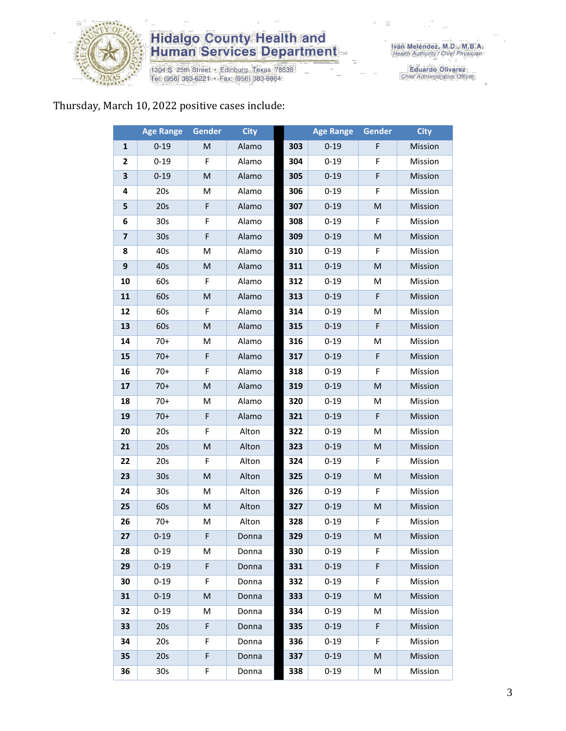Hidalgo County Health and Human Services Department
1304 S. 25th Street • Edinburg, Texas 78539
Tel: (956) 383-6221 • Fax: (956) 383-8864

Iván Meléndez, M.D., M.B.A.
Health Authority / Chief Physician

Eduardo Olivarez
Chief Administrative Officer

Thursday, March 10, 2022 positive cases include:

| | Age Range | Gender | City | | Age Range | Gender | City |
|---|---|---|---|---|---|---|---|
| **1** | 0-19 | M | Alamo | **303** | 0-19 | F | Mission |
| **2** | 0-19 | F | Alamo | **304** | 0-19 | F | Mission |
| **3** | 0-19 | M | Alamo | **305** | 0-19 | F | Mission |
| **4** | 20s | M | Alamo | **306** | 0-19 | F | Mission |
| **5** | 20s | F | Alamo | **307** | 0-19 | M | Mission |
| **6** | 30s | F | Alamo | **308** | 0-19 | F | Mission |
| **7** | 30s | F | Alamo | **309** | 0-19 | M | Mission |
| **8** | 40s | M | Alamo | **310** | 0-19 | F | Mission |
| **9** | 40s | M | Alamo | **311** | 0-19 | M | Mission |
| **10** | 60s | F | Alamo | **312** | 0-19 | M | Mission |
| **11** | 60s | M | Alamo | **313** | 0-19 | F | Mission |
| **12** | 60s | F | Alamo | **314** | 0-19 | M | Mission |
| **13** | 60s | M | Alamo | **315** | 0-19 | F | Mission |
| **14** | 70+ | M | Alamo | **316** | 0-19 | M | Mission |
| **15** | 70+ | F | Alamo | **317** | 0-19 | F | Mission |
| **16** | 70+ | F | Alamo | **318** | 0-19 | F | Mission |
| **17** | 70+ | M | Alamo | **319** | 0-19 | M | Mission |
| **18** | 70+ | M | Alamo | **320** | 0-19 | M | Mission |
| **19** | 70+ | F | Alamo | **321** | 0-19 | F | Mission |
| **20** | 20s | F | Alton | **322** | 0-19 | M | Mission |
| **21** | 20s | M | Alton | **323** | 0-19 | M | Mission |
| **22** | 20s | F | Alton | **324** | 0-19 | F | Mission |
| **23** | 30s | M | Alton | **325** | 0-19 | M | Mission |
| **24** | 30s | M | Alton | **326** | 0-19 | F | Mission |
| **25** | 60s | M | Alton | **327** | 0-19 | M | Mission |
| **26** | 70+ | M | Alton | **328** | 0-19 | F | Mission |
| **27** | 0-19 | F | Donna | **329** | 0-19 | M | Mission |
| **28** | 0-19 | M | Donna | **330** | 0-19 | F | Mission |
| **29** | 0-19 | F | Donna | **331** | 0-19 | F | Mission |
| **30** | 0-19 | F | Donna | **332** | 0-19 | F | Mission |
| **31** | 0-19 | M | Donna | **333** | 0-19 | M | Mission |
| **32** | 0-19 | M | Donna | **334** | 0-19 | M | Mission |
| **33** | 20s | F | Donna | **335** | 0-19 | F | Mission |
| **34** | 20s | F | Donna | **336** | 0-19 | F | Mission |
| **35** | 20s | F | Donna | **337** | 0-19 | M | Mission |
| **36** | 30s | F | Donna | **338** | 0-19 | M | Mission |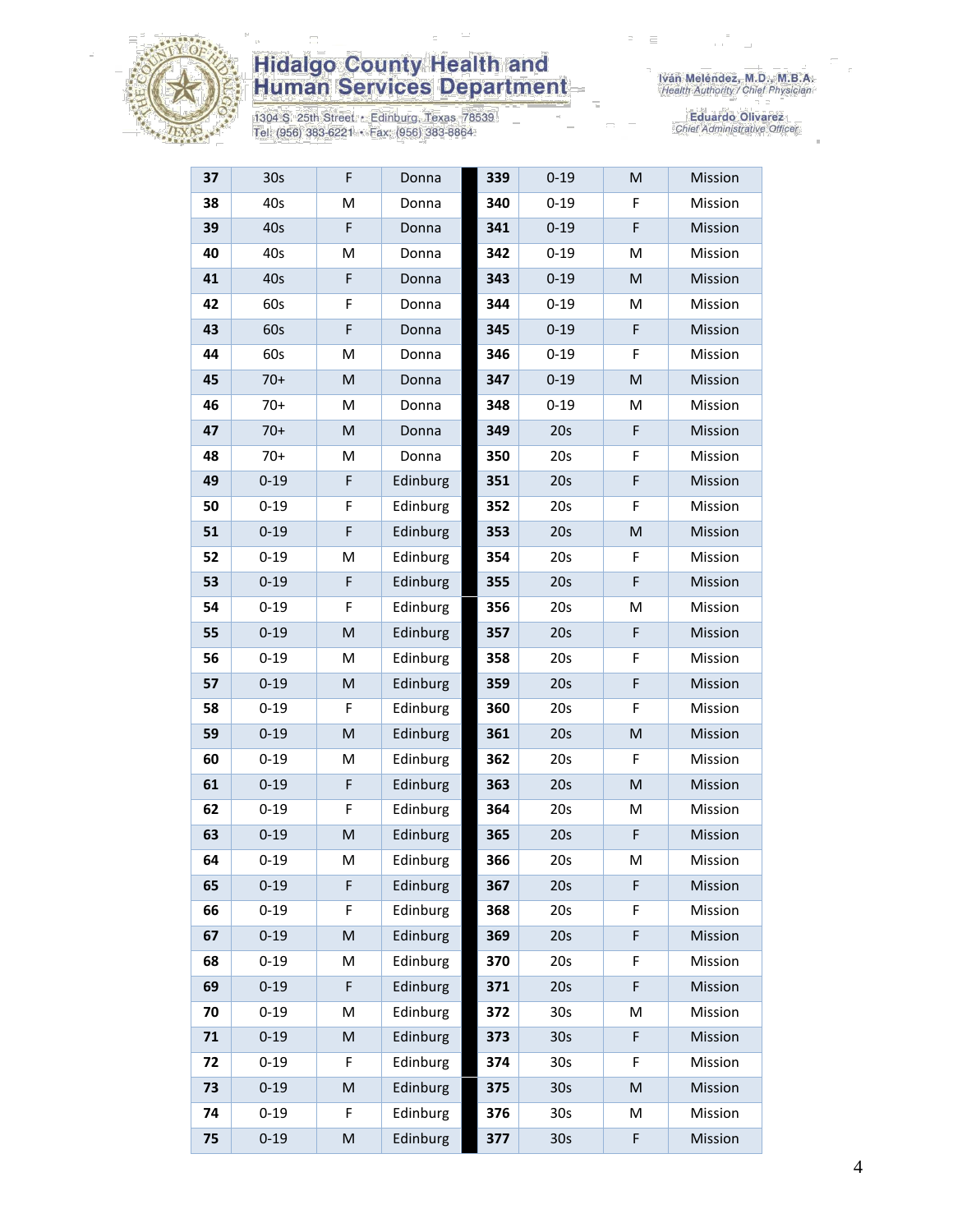| 37 | 30s | F | Donna | 339 | 0-19 | M | Mission |
|---|---|---|---|---|---|---|---|
| 38 | 40s | M | Donna | 340 | 0-19 | F | Mission |
| 39 | 40s | F | Donna | 341 | 0-19 | F | Mission |
| 40 | 40s | M | Donna | 342 | 0-19 | M | Mission |
| 41 | 40s | F | Donna | 343 | 0-19 | M | Mission |
| 42 | 60s | F | Donna | 344 | 0-19 | M | Mission |
| 43 | 60s | F | Donna | 345 | 0-19 | F | Mission |
| 44 | 60s | M | Donna | 346 | 0-19 | F | Mission |
| 45 | 70+ | M | Donna | 347 | 0-19 | M | Mission |
| 46 | 70+ | M | Donna | 348 | 0-19 | M | Mission |
| 47 | 70+ | M | Donna | 349 | 20s | F | Mission |
| 48 | 70+ | M | Donna | 350 | 20s | F | Mission |
| 49 | 0-19 | F | Edinburg | 351 | 20s | F | Mission |
| 50 | 0-19 | F | Edinburg | 352 | 20s | F | Mission |
| 51 | 0-19 | F | Edinburg | 353 | 20s | M | Mission |
| 52 | 0-19 | M | Edinburg | 354 | 20s | F | Mission |
| 53 | 0-19 | F | Edinburg | 355 | 20s | F | Mission |
| 54 | 0-19 | F | Edinburg | 356 | 20s | M | Mission |
| 55 | 0-19 | M | Edinburg | 357 | 20s | F | Mission |
| 56 | 0-19 | M | Edinburg | 358 | 20s | F | Mission |
| 57 | 0-19 | M | Edinburg | 359 | 20s | F | Mission |
| 58 | 0-19 | F | Edinburg | 360 | 20s | F | Mission |
| 59 | 0-19 | M | Edinburg | 361 | 20s | M | Mission |
| 60 | 0-19 | M | Edinburg | 362 | 20s | F | Mission |
| 61 | 0-19 | F | Edinburg | 363 | 20s | M | Mission |
| 62 | 0-19 | F | Edinburg | 364 | 20s | M | Mission |
| 63 | 0-19 | M | Edinburg | 365 | 20s | F | Mission |
| 64 | 0-19 | M | Edinburg | 366 | 20s | M | Mission |
| 65 | 0-19 | F | Edinburg | 367 | 20s | F | Mission |
| 66 | 0-19 | F | Edinburg | 368 | 20s | F | Mission |
| 67 | 0-19 | M | Edinburg | 369 | 20s | F | Mission |
| 68 | 0-19 | M | Edinburg | 370 | 20s | F | Mission |
| 69 | 0-19 | F | Edinburg | 371 | 20s | F | Mission |
| 70 | 0-19 | M | Edinburg | 372 | 30s | M | Mission |
| 71 | 0-19 | M | Edinburg | 373 | 30s | F | Mission |
| 72 | 0-19 | F | Edinburg | 374 | 30s | F | Mission |
| 73 | 0-19 | M | Edinburg | 375 | 30s | M | Mission |
| 74 | 0-19 | F | Edinburg | 376 | 30s | M | Mission |
| 75 | 0-19 | M | Edinburg | 377 | 30s | F | Mission |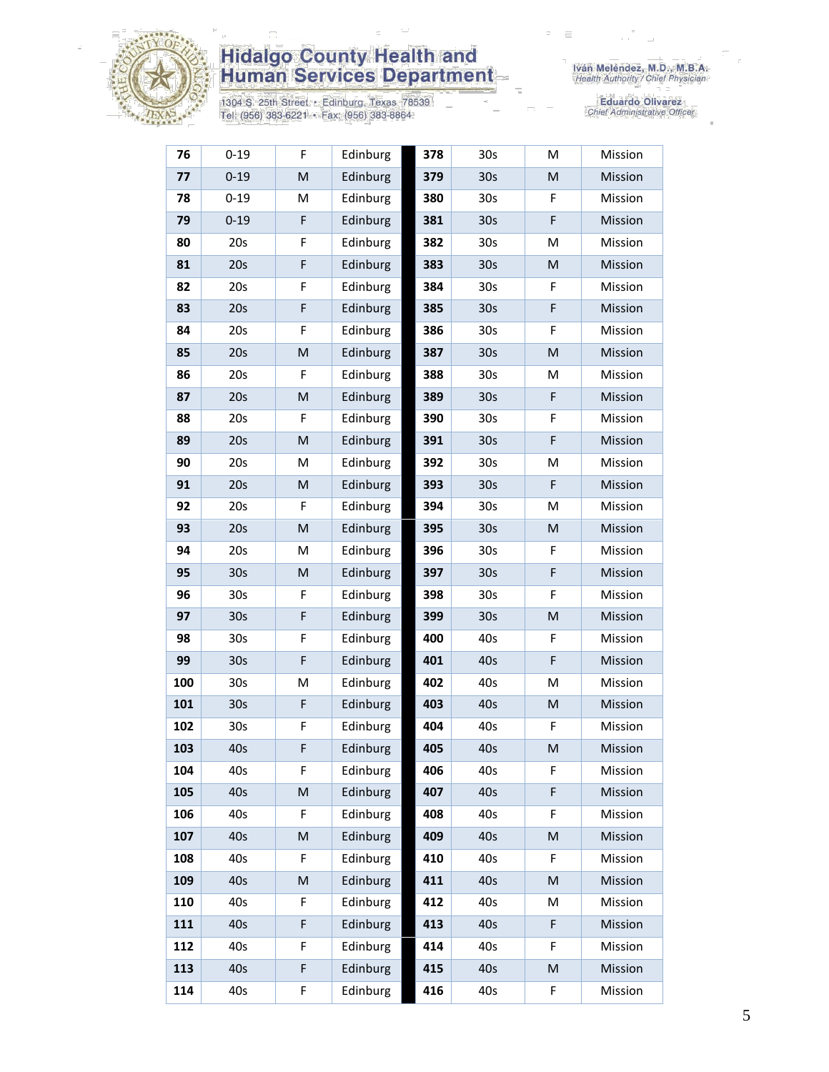| 76 | 0-19 | F | Edinburg | 378 | 30s | M | Mission |
|---|---|---|---|---|---|---|---|
| 77 | 0-19 | M | Edinburg | 379 | 30s | M | Mission |
| 78 | 0-19 | M | Edinburg | 380 | 30s | F | Mission |
| 79 | 0-19 | F | Edinburg | 381 | 30s | F | Mission |
| 80 | 20s | F | Edinburg | 382 | 30s | M | Mission |
| 81 | 20s | F | Edinburg | 383 | 30s | M | Mission |
| 82 | 20s | F | Edinburg | 384 | 30s | F | Mission |
| 83 | 20s | F | Edinburg | 385 | 30s | F | Mission |
| 84 | 20s | F | Edinburg | 386 | 30s | F | Mission |
| 85 | 20s | M | Edinburg | 387 | 30s | M | Mission |
| 86 | 20s | F | Edinburg | 388 | 30s | M | Mission |
| 87 | 20s | M | Edinburg | 389 | 30s | F | Mission |
| 88 | 20s | F | Edinburg | 390 | 30s | F | Mission |
| 89 | 20s | M | Edinburg | 391 | 30s | F | Mission |
| 90 | 20s | M | Edinburg | 392 | 30s | M | Mission |
| 91 | 20s | M | Edinburg | 393 | 30s | F | Mission |
| 92 | 20s | F | Edinburg | 394 | 30s | M | Mission |
| 93 | 20s | M | Edinburg | 395 | 30s | M | Mission |
| 94 | 20s | M | Edinburg | 396 | 30s | F | Mission |
| 95 | 30s | M | Edinburg | 397 | 30s | F | Mission |
| 96 | 30s | F | Edinburg | 398 | 30s | F | Mission |
| 97 | 30s | F | Edinburg | 399 | 30s | M | Mission |
| 98 | 30s | F | Edinburg | 400 | 40s | F | Mission |
| 99 | 30s | F | Edinburg | 401 | 40s | F | Mission |
| 100 | 30s | M | Edinburg | 402 | 40s | M | Mission |
| 101 | 30s | F | Edinburg | 403 | 40s | M | Mission |
| 102 | 30s | F | Edinburg | 404 | 40s | F | Mission |
| 103 | 40s | F | Edinburg | 405 | 40s | M | Mission |
| 104 | 40s | F | Edinburg | 406 | 40s | F | Mission |
| 105 | 40s | M | Edinburg | 407 | 40s | F | Mission |
| 106 | 40s | F | Edinburg | 408 | 40s | F | Mission |
| 107 | 40s | M | Edinburg | 409 | 40s | M | Mission |
| 108 | 40s | F | Edinburg | 410 | 40s | F | Mission |
| 109 | 40s | M | Edinburg | 411 | 40s | M | Mission |
| 110 | 40s | F | Edinburg | 412 | 40s | M | Mission |
| 111 | 40s | F | Edinburg | 413 | 40s | F | Mission |
| 112 | 40s | F | Edinburg | 414 | 40s | F | Mission |
| 113 | 40s | F | Edinburg | 415 | 40s | M | Mission |
| 114 | 40s | F | Edinburg | 416 | 40s | F | Mission |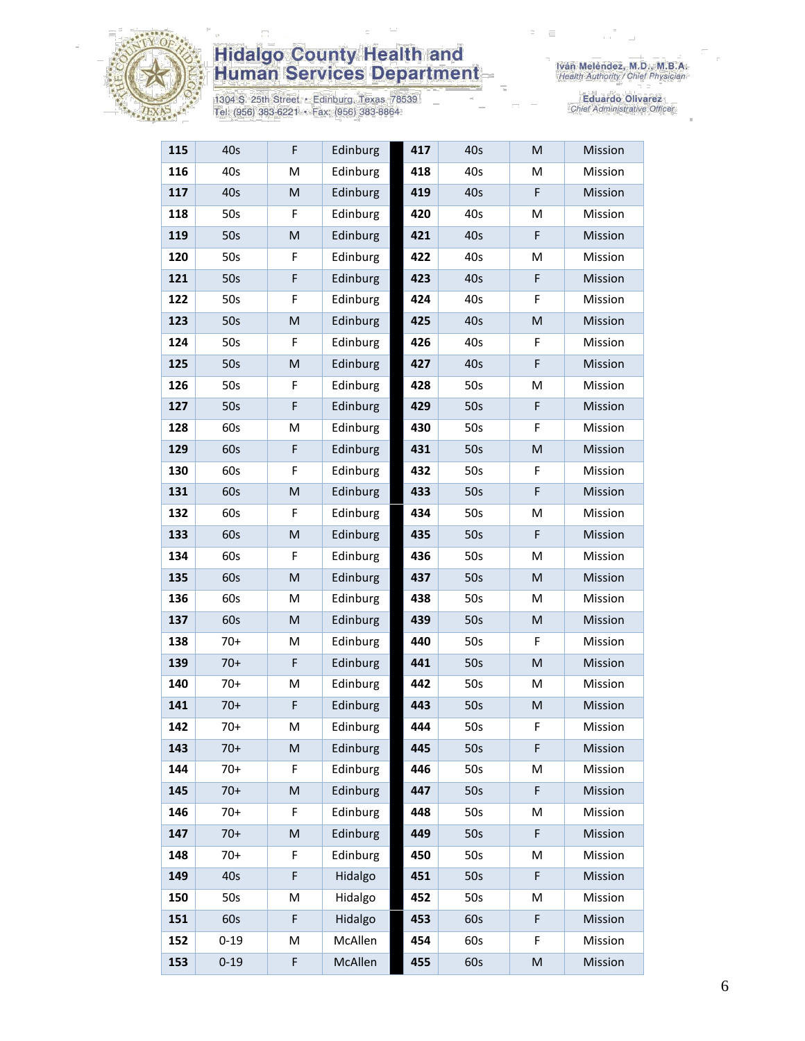| 115 | 40s | F | Edinburg | 417 | 40s | M | Mission |
|---|---|---|---|---|---|---|---|
| 116 | 40s | M | Edinburg | 418 | 40s | M | Mission |
| 117 | 40s | M | Edinburg | 419 | 40s | F | Mission |
| 118 | 50s | F | Edinburg | 420 | 40s | M | Mission |
| 119 | 50s | M | Edinburg | 421 | 40s | F | Mission |
| 120 | 50s | F | Edinburg | 422 | 40s | M | Mission |
| 121 | 50s | F | Edinburg | 423 | 40s | F | Mission |
| 122 | 50s | F | Edinburg | 424 | 40s | F | Mission |
| 123 | 50s | M | Edinburg | 425 | 40s | M | Mission |
| 124 | 50s | F | Edinburg | 426 | 40s | F | Mission |
| 125 | 50s | M | Edinburg | 427 | 40s | F | Mission |
| 126 | 50s | F | Edinburg | 428 | 50s | M | Mission |
| 127 | 50s | F | Edinburg | 429 | 50s | F | Mission |
| 128 | 60s | M | Edinburg | 430 | 50s | F | Mission |
| 129 | 60s | F | Edinburg | 431 | 50s | M | Mission |
| 130 | 60s | F | Edinburg | 432 | 50s | F | Mission |
| 131 | 60s | M | Edinburg | 433 | 50s | F | Mission |
| 132 | 60s | F | Edinburg | 434 | 50s | M | Mission |
| 133 | 60s | M | Edinburg | 435 | 50s | F | Mission |
| 134 | 60s | F | Edinburg | 436 | 50s | M | Mission |
| 135 | 60s | M | Edinburg | 437 | 50s | M | Mission |
| 136 | 60s | M | Edinburg | 438 | 50s | M | Mission |
| 137 | 60s | M | Edinburg | 439 | 50s | M | Mission |
| 138 | 70+ | M | Edinburg | 440 | 50s | F | Mission |
| 139 | 70+ | F | Edinburg | 441 | 50s | M | Mission |
| 140 | 70+ | M | Edinburg | 442 | 50s | M | Mission |
| 141 | 70+ | F | Edinburg | 443 | 50s | M | Mission |
| 142 | 70+ | M | Edinburg | 444 | 50s | F | Mission |
| 143 | 70+ | M | Edinburg | 445 | 50s | F | Mission |
| 144 | 70+ | F | Edinburg | 446 | 50s | M | Mission |
| 145 | 70+ | M | Edinburg | 447 | 50s | F | Mission |
| 146 | 70+ | F | Edinburg | 448 | 50s | M | Mission |
| 147 | 70+ | M | Edinburg | 449 | 50s | F | Mission |
| 148 | 70+ | F | Edinburg | 450 | 50s | M | Mission |
| 149 | 40s | F | Hidalgo | 451 | 50s | F | Mission |
| 150 | 50s | M | Hidalgo | 452 | 50s | M | Mission |
| 151 | 60s | F | Hidalgo | 453 | 60s | F | Mission |
| 152 | 0-19 | M | McAllen | 454 | 60s | F | Mission |
| 153 | 0-19 | F | McAllen | 455 | 60s | M | Mission |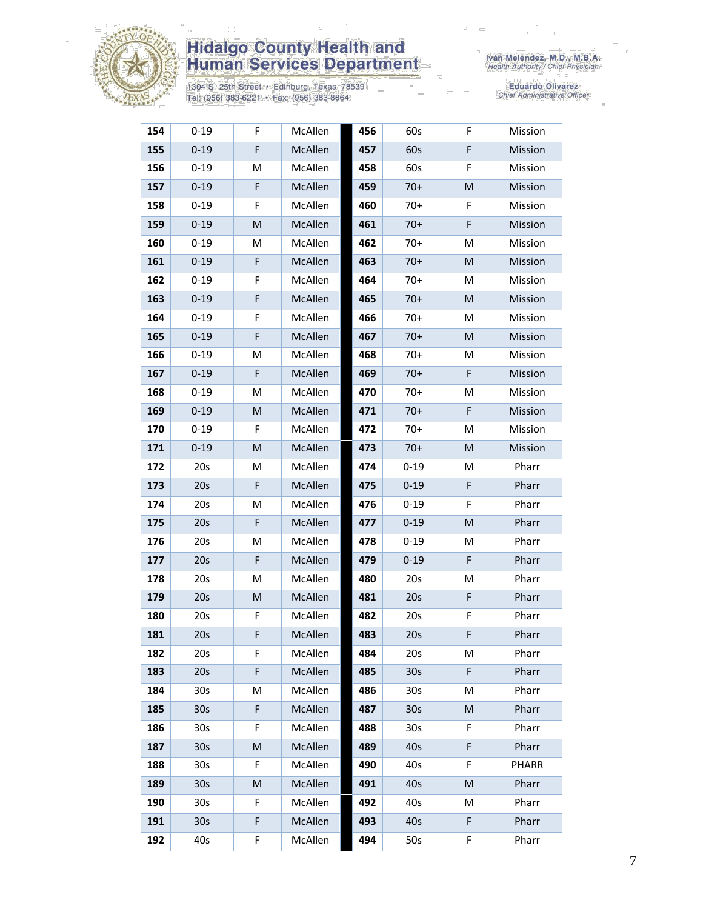| 154 | 0-19 | F | McAllen | 456 | 60s | F | Mission |
|---|---|---|---|---|---|---|---|
| 155 | 0-19 | F | McAllen | 457 | 60s | F | Mission |
| 156 | 0-19 | M | McAllen | 458 | 60s | F | Mission |
| 157 | 0-19 | F | McAllen | 459 | 70+ | M | Mission |
| 158 | 0-19 | F | McAllen | 460 | 70+ | F | Mission |
| 159 | 0-19 | M | McAllen | 461 | 70+ | F | Mission |
| 160 | 0-19 | M | McAllen | 462 | 70+ | M | Mission |
| 161 | 0-19 | F | McAllen | 463 | 70+ | M | Mission |
| 162 | 0-19 | F | McAllen | 464 | 70+ | M | Mission |
| 163 | 0-19 | F | McAllen | 465 | 70+ | M | Mission |
| 164 | 0-19 | F | McAllen | 466 | 70+ | M | Mission |
| 165 | 0-19 | F | McAllen | 467 | 70+ | M | Mission |
| 166 | 0-19 | M | McAllen | 468 | 70+ | M | Mission |
| 167 | 0-19 | F | McAllen | 469 | 70+ | F | Mission |
| 168 | 0-19 | M | McAllen | 470 | 70+ | M | Mission |
| 169 | 0-19 | M | McAllen | 471 | 70+ | F | Mission |
| 170 | 0-19 | F | McAllen | 472 | 70+ | M | Mission |
| 171 | 0-19 | M | McAllen | 473 | 70+ | M | Mission |
| 172 | 20s | M | McAllen | 474 | 0-19 | M | Pharr |
| 173 | 20s | F | McAllen | 475 | 0-19 | F | Pharr |
| 174 | 20s | M | McAllen | 476 | 0-19 | F | Pharr |
| 175 | 20s | F | McAllen | 477 | 0-19 | M | Pharr |
| 176 | 20s | M | McAllen | 478 | 0-19 | M | Pharr |
| 177 | 20s | F | McAllen | 479 | 0-19 | F | Pharr |
| 178 | 20s | M | McAllen | 480 | 20s | M | Pharr |
| 179 | 20s | M | McAllen | 481 | 20s | F | Pharr |
| 180 | 20s | F | McAllen | 482 | 20s | F | Pharr |
| 181 | 20s | F | McAllen | 483 | 20s | F | Pharr |
| 182 | 20s | F | McAllen | 484 | 20s | M | Pharr |
| 183 | 20s | F | McAllen | 485 | 30s | F | Pharr |
| 184 | 30s | M | McAllen | 486 | 30s | M | Pharr |
| 185 | 30s | F | McAllen | 487 | 30s | M | Pharr |
| 186 | 30s | F | McAllen | 488 | 30s | F | Pharr |
| 187 | 30s | M | McAllen | 489 | 40s | F | Pharr |
| 188 | 30s | F | McAllen | 490 | 40s | F | PHARR |
| 189 | 30s | M | McAllen | 491 | 40s | M | Pharr |
| 190 | 30s | F | McAllen | 492 | 40s | M | Pharr |
| 191 | 30s | F | McAllen | 493 | 40s | F | Pharr |
| 192 | 40s | F | McAllen | 494 | 50s | F | Pharr |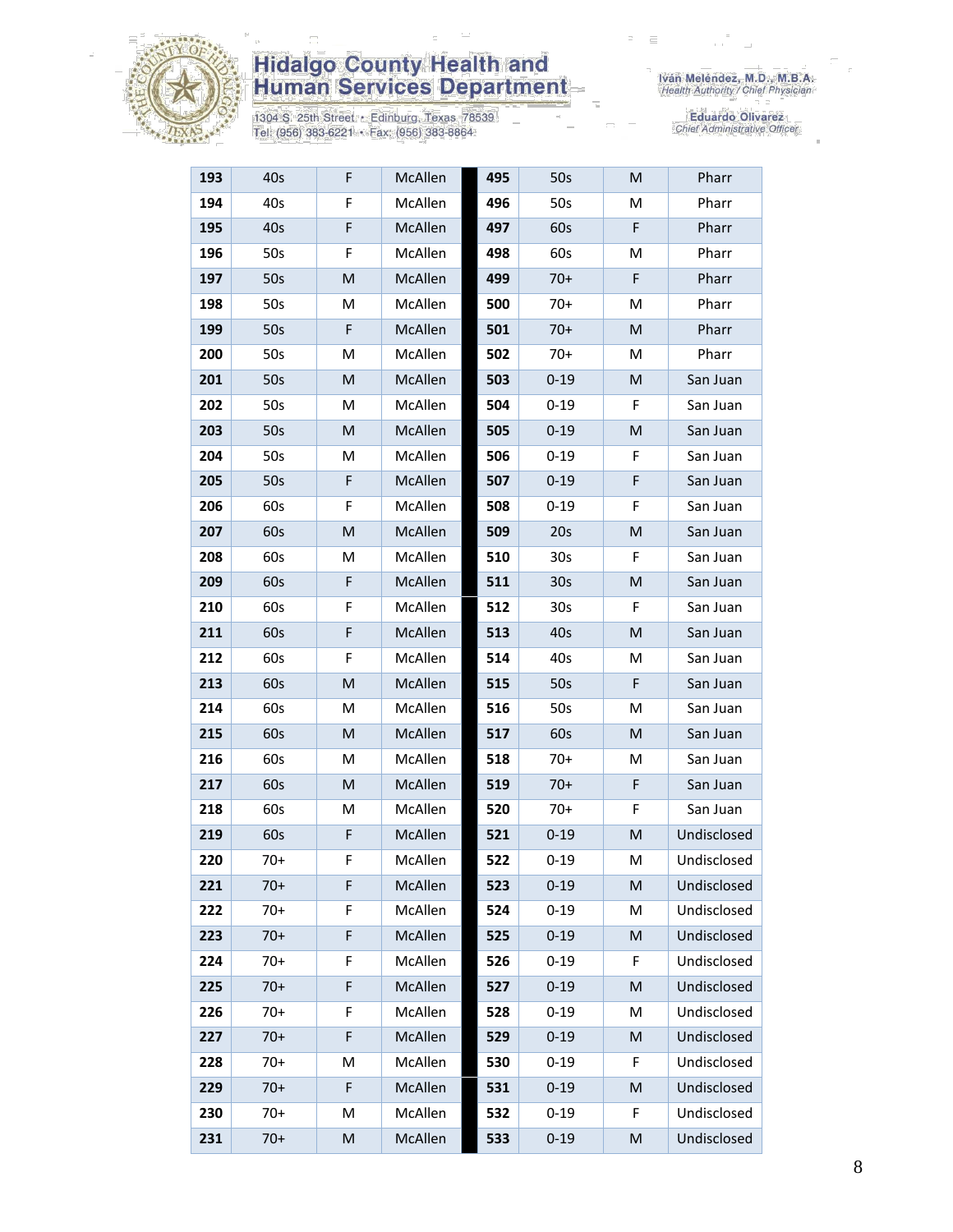| 193 | 40s | F | McAllen | 495 | 50s | M | Pharr |
|---|---|---|---|---|---|---|---|
| 194 | 40s | F | McAllen | 496 | 50s | M | Pharr |
| 195 | 40s | F | McAllen | 497 | 60s | F | Pharr |
| 196 | 50s | F | McAllen | 498 | 60s | M | Pharr |
| 197 | 50s | M | McAllen | 499 | 70+ | F | Pharr |
| 198 | 50s | M | McAllen | 500 | 70+ | M | Pharr |
| 199 | 50s | F | McAllen | 501 | 70+ | M | Pharr |
| 200 | 50s | M | McAllen | 502 | 70+ | M | Pharr |
| 201 | 50s | M | McAllen | 503 | 0-19 | M | San Juan |
| 202 | 50s | M | McAllen | 504 | 0-19 | F | San Juan |
| 203 | 50s | M | McAllen | 505 | 0-19 | M | San Juan |
| 204 | 50s | M | McAllen | 506 | 0-19 | F | San Juan |
| 205 | 50s | F | McAllen | 507 | 0-19 | F | San Juan |
| 206 | 60s | F | McAllen | 508 | 0-19 | F | San Juan |
| 207 | 60s | M | McAllen | 509 | 20s | M | San Juan |
| 208 | 60s | M | McAllen | 510 | 30s | F | San Juan |
| 209 | 60s | F | McAllen | 511 | 30s | M | San Juan |
| 210 | 60s | F | McAllen | 512 | 30s | F | San Juan |
| 211 | 60s | F | McAllen | 513 | 40s | M | San Juan |
| 212 | 60s | F | McAllen | 514 | 40s | M | San Juan |
| 213 | 60s | M | McAllen | 515 | 50s | F | San Juan |
| 214 | 60s | M | McAllen | 516 | 50s | M | San Juan |
| 215 | 60s | M | McAllen | 517 | 60s | M | San Juan |
| 216 | 60s | M | McAllen | 518 | 70+ | M | San Juan |
| 217 | 60s | M | McAllen | 519 | 70+ | F | San Juan |
| 218 | 60s | M | McAllen | 520 | 70+ | F | San Juan |
| 219 | 60s | F | McAllen | 521 | 0-19 | M | Undisclosed |
| 220 | 70+ | F | McAllen | 522 | 0-19 | M | Undisclosed |
| 221 | 70+ | F | McAllen | 523 | 0-19 | M | Undisclosed |
| 222 | 70+ | F | McAllen | 524 | 0-19 | M | Undisclosed |
| 223 | 70+ | F | McAllen | 525 | 0-19 | M | Undisclosed |
| 224 | 70+ | F | McAllen | 526 | 0-19 | F | Undisclosed |
| 225 | 70+ | F | McAllen | 527 | 0-19 | M | Undisclosed |
| 226 | 70+ | F | McAllen | 528 | 0-19 | M | Undisclosed |
| 227 | 70+ | F | McAllen | 529 | 0-19 | M | Undisclosed |
| 228 | 70+ | M | McAllen | 530 | 0-19 | F | Undisclosed |
| 229 | 70+ | F | McAllen | 531 | 0-19 | M | Undisclosed |
| 230 | 70+ | M | McAllen | 532 | 0-19 | F | Undisclosed |
| 231 | 70+ | M | McAllen | 533 | 0-19 | M | Undisclosed |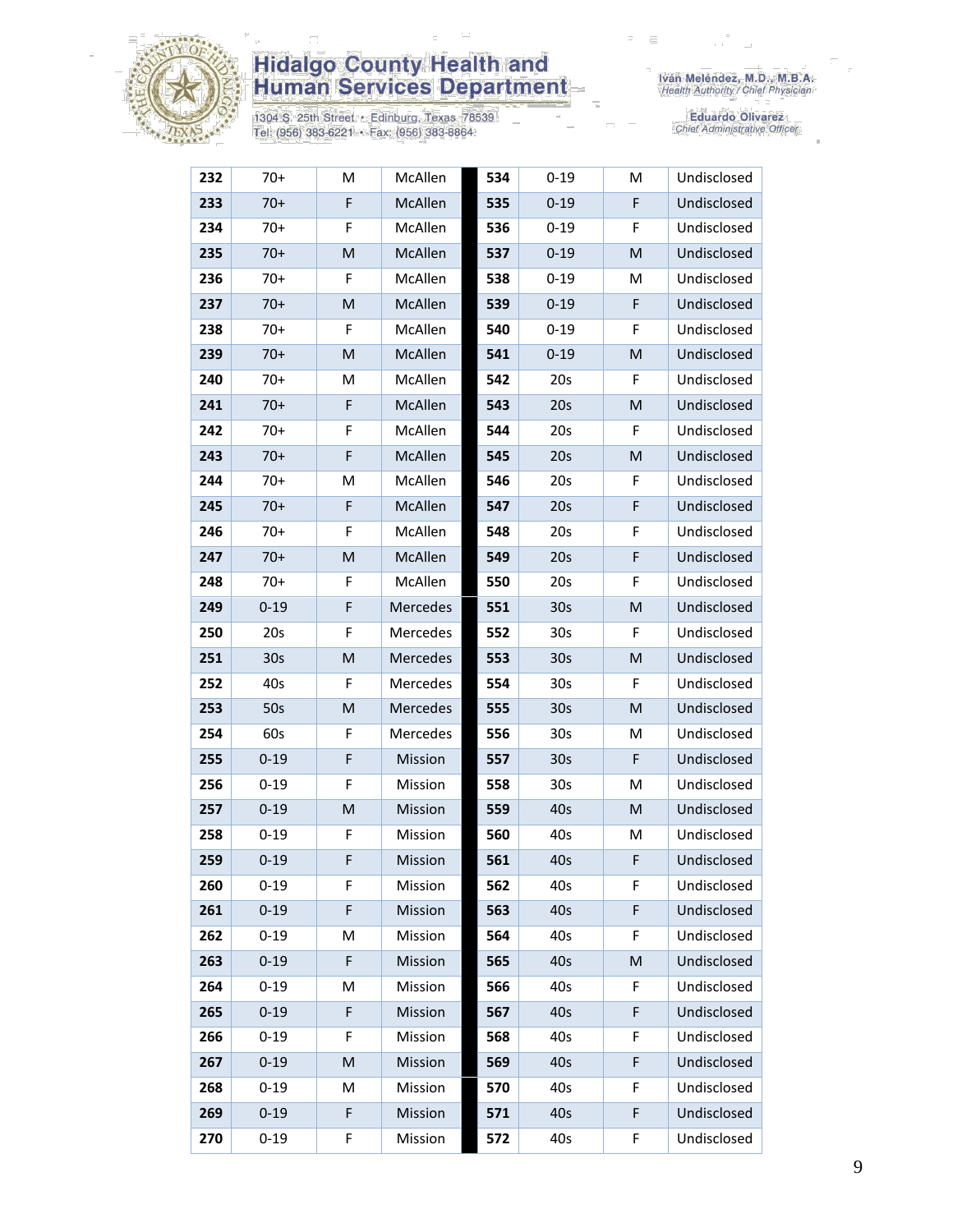| 232 | 70+ | M | McAllen | 534 | 0-19 | M | Undisclosed |
|---|---|---|---|---|---|---|---|
| 233 | 70+ | F | McAllen | 535 | 0-19 | F | Undisclosed |
| 234 | 70+ | F | McAllen | 536 | 0-19 | F | Undisclosed |
| 235 | 70+ | M | McAllen | 537 | 0-19 | M | Undisclosed |
| 236 | 70+ | F | McAllen | 538 | 0-19 | M | Undisclosed |
| 237 | 70+ | M | McAllen | 539 | 0-19 | F | Undisclosed |
| 238 | 70+ | F | McAllen | 540 | 0-19 | F | Undisclosed |
| 239 | 70+ | M | McAllen | 541 | 0-19 | M | Undisclosed |
| 240 | 70+ | M | McAllen | 542 | 20s | F | Undisclosed |
| 241 | 70+ | F | McAllen | 543 | 20s | M | Undisclosed |
| 242 | 70+ | F | McAllen | 544 | 20s | F | Undisclosed |
| 243 | 70+ | F | McAllen | 545 | 20s | M | Undisclosed |
| 244 | 70+ | M | McAllen | 546 | 20s | F | Undisclosed |
| 245 | 70+ | F | McAllen | 547 | 20s | F | Undisclosed |
| 246 | 70+ | F | McAllen | 548 | 20s | F | Undisclosed |
| 247 | 70+ | M | McAllen | 549 | 20s | F | Undisclosed |
| 248 | 70+ | F | McAllen | 550 | 20s | F | Undisclosed |
| 249 | 0-19 | F | Mercedes | 551 | 30s | M | Undisclosed |
| 250 | 20s | F | Mercedes | 552 | 30s | F | Undisclosed |
| 251 | 30s | M | Mercedes | 553 | 30s | M | Undisclosed |
| 252 | 40s | F | Mercedes | 554 | 30s | F | Undisclosed |
| 253 | 50s | M | Mercedes | 555 | 30s | M | Undisclosed |
| 254 | 60s | F | Mercedes | 556 | 30s | M | Undisclosed |
| 255 | 0-19 | F | Mission | 557 | 30s | F | Undisclosed |
| 256 | 0-19 | F | Mission | 558 | 30s | M | Undisclosed |
| 257 | 0-19 | M | Mission | 559 | 40s | M | Undisclosed |
| 258 | 0-19 | F | Mission | 560 | 40s | M | Undisclosed |
| 259 | 0-19 | F | Mission | 561 | 40s | F | Undisclosed |
| 260 | 0-19 | F | Mission | 562 | 40s | F | Undisclosed |
| 261 | 0-19 | F | Mission | 563 | 40s | F | Undisclosed |
| 262 | 0-19 | M | Mission | 564 | 40s | F | Undisclosed |
| 263 | 0-19 | F | Mission | 565 | 40s | M | Undisclosed |
| 264 | 0-19 | M | Mission | 566 | 40s | F | Undisclosed |
| 265 | 0-19 | F | Mission | 567 | 40s | F | Undisclosed |
| 266 | 0-19 | F | Mission | 568 | 40s | F | Undisclosed |
| 267 | 0-19 | M | Mission | 569 | 40s | F | Undisclosed |
| 268 | 0-19 | M | Mission | 570 | 40s | F | Undisclosed |
| 269 | 0-19 | F | Mission | 571 | 40s | F | Undisclosed |
| 270 | 0-19 | F | Mission | 572 | 40s | F | Undisclosed |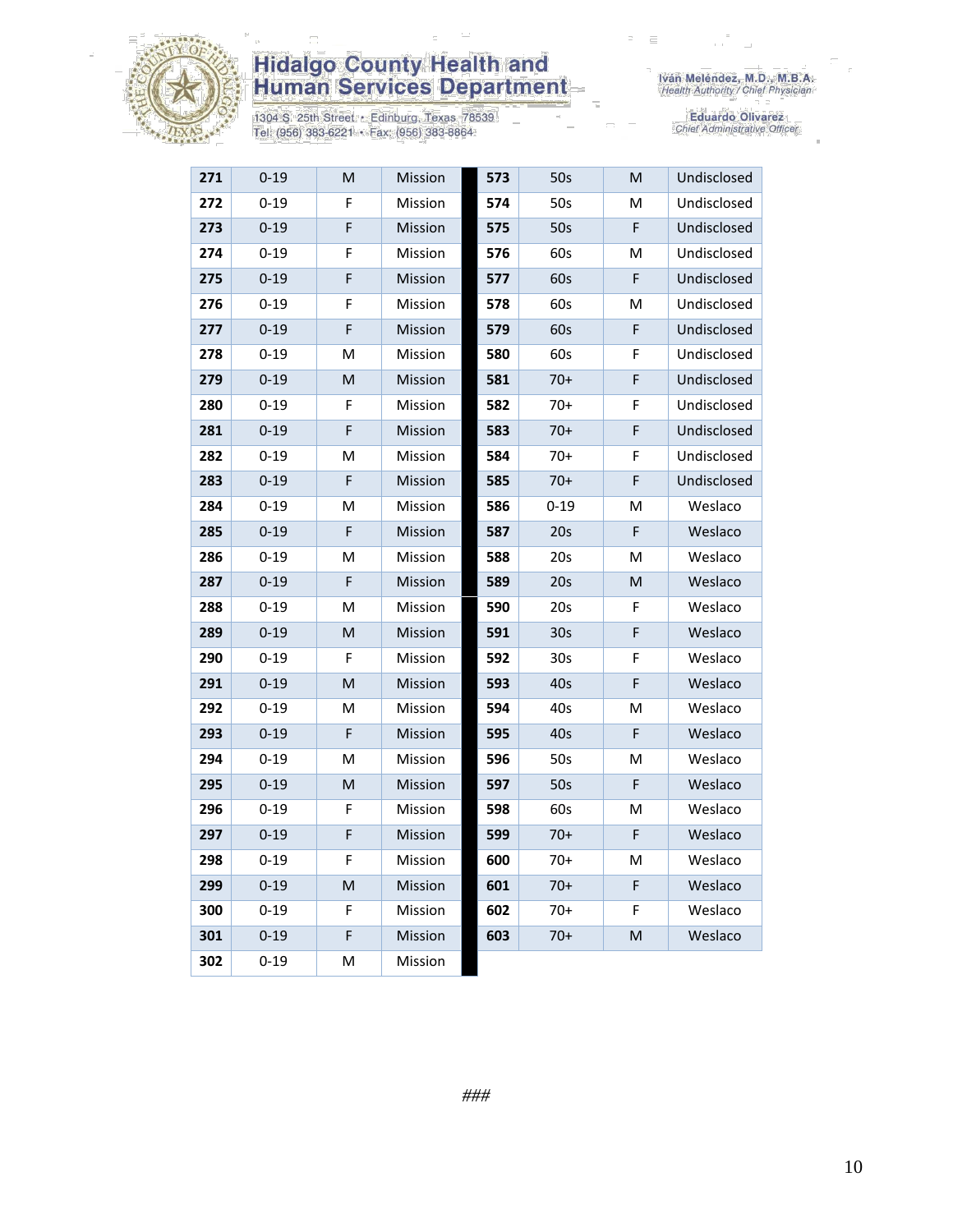| | | | | | | | |
|---|---|---|---|---|---|---|---|
| **271** | 0-19 | M | Mission | **573** | 50s | M | Undisclosed |
| **272** | 0-19 | F | Mission | **574** | 50s | M | Undisclosed |
| **273** | 0-19 | F | Mission | **575** | 50s | F | Undisclosed |
| **274** | 0-19 | F | Mission | **576** | 60s | M | Undisclosed |
| **275** | 0-19 | F | Mission | **577** | 60s | F | Undisclosed |
| **276** | 0-19 | F | Mission | **578** | 60s | M | Undisclosed |
| **277** | 0-19 | F | Mission | **579** | 60s | F | Undisclosed |
| **278** | 0-19 | M | Mission | **580** | 60s | F | Undisclosed |
| **279** | 0-19 | M | Mission | **581** | 70+ | F | Undisclosed |
| **280** | 0-19 | F | Mission | **582** | 70+ | F | Undisclosed |
| **281** | 0-19 | F | Mission | **583** | 70+ | F | Undisclosed |
| **282** | 0-19 | M | Mission | **584** | 70+ | F | Undisclosed |
| **283** | 0-19 | F | Mission | **585** | 70+ | F | Undisclosed |
| **284** | 0-19 | M | Mission | **586** | 0-19 | M | Weslaco |
| **285** | 0-19 | F | Mission | **587** | 20s | F | Weslaco |
| **286** | 0-19 | M | Mission | **588** | 20s | M | Weslaco |
| **287** | 0-19 | F | Mission | **589** | 20s | M | Weslaco |
| **288** | 0-19 | M | Mission | **590** | 20s | F | Weslaco |
| **289** | 0-19 | M | Mission | **591** | 30s | F | Weslaco |
| **290** | 0-19 | F | Mission | **592** | 30s | F | Weslaco |
| **291** | 0-19 | M | Mission | **593** | 40s | F | Weslaco |
| **292** | 0-19 | M | Mission | **594** | 40s | M | Weslaco |
| **293** | 0-19 | F | Mission | **595** | 40s | F | Weslaco |
| **294** | 0-19 | M | Mission | **596** | 50s | M | Weslaco |
| **295** | 0-19 | M | Mission | **597** | 50s | F | Weslaco |
| **296** | 0-19 | F | Mission | **598** | 60s | M | Weslaco |
| **297** | 0-19 | F | Mission | **599** | 70+ | F | Weslaco |
| **298** | 0-19 | F | Mission | **600** | 70+ | M | Weslaco |
| **299** | 0-19 | M | Mission | **601** | 70+ | F | Weslaco |
| **300** | 0-19 | F | Mission | **602** | 70+ | F | Weslaco |
| **301** | 0-19 | F | Mission | **603** | 70+ | M | Weslaco |
| **302** | 0-19 | M | Mission | | | | |

###